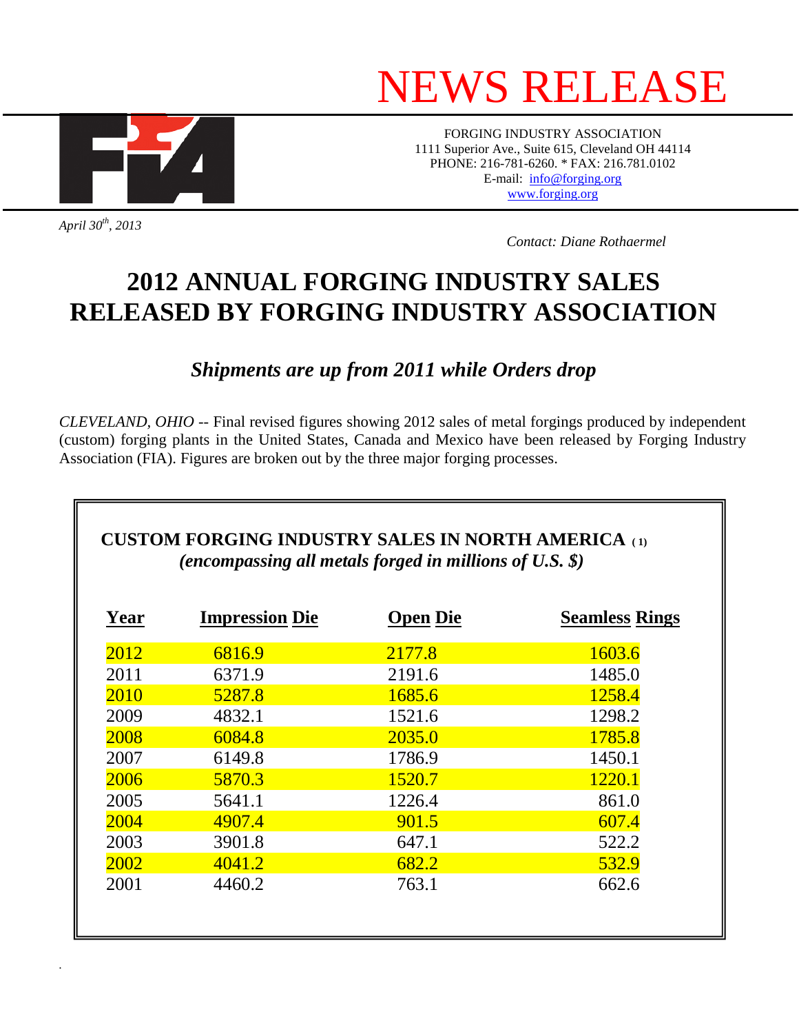# NEWS RELEASE

FORGING INDUSTRY ASSOCIATION
1111 Superior Ave., Suite 615, Cleveland OH 44114
PHONE: 216-781-6260. * FAX: 216.781.0102
E-mail: info@forging.org
www.forging.org

*April 30th, 2013*

*Contact: Diane Rothaermel*

# 2012 ANNUAL FORGING INDUSTRY SALES RELEASED BY FORGING INDUSTRY ASSOCIATION

## *Shipments are up from 2011 while Orders drop*

*CLEVELAND, OHIO* -- Final revised figures showing 2012 sales of metal forgings produced by independent (custom) forging plants in the United States, Canada and Mexico have been released by Forging Industry Association (FIA). Figures are broken out by the three major forging processes.

**CUSTOM FORGING INDUSTRY SALES IN NORTH AMERICA (1)**
***(encompassing all metals forged in millions of U.S. $)***

| Year | Impression Die | Open Die | Seamless Rings |
|---|---|---|---|
| 2012 | 6816.9 | 2177.8 | 1603.6 |
| 2011 | 6371.9 | 2191.6 | 1485.0 |
| 2010 | 5287.8 | 1685.6 | 1258.4 |
| 2009 | 4832.1 | 1521.6 | 1298.2 |
| 2008 | 6084.8 | 2035.0 | 1785.8 |
| 2007 | 6149.8 | 1786.9 | 1450.1 |
| 2006 | 5870.3 | 1520.7 | 1220.1 |
| 2005 | 5641.1 | 1226.4 | 861.0 |
| 2004 | 4907.4 | 901.5 | 607.4 |
| 2003 | 3901.8 | 647.1 | 522.2 |
| 2002 | 4041.2 | 682.2 | 532.9 |
| 2001 | 4460.2 | 763.1 | 662.6 |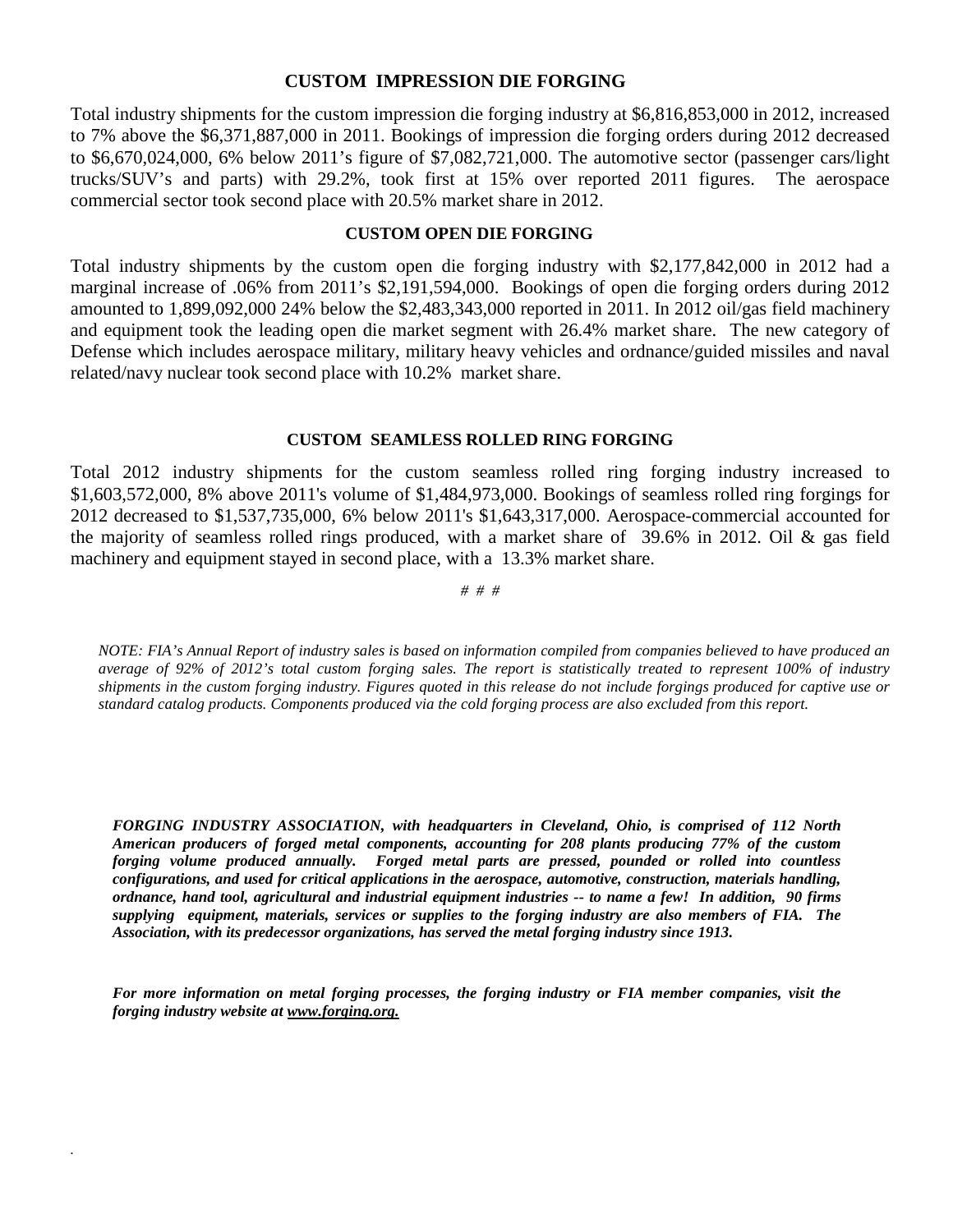## CUSTOM IMPRESSION DIE FORGING

Total industry shipments for the custom impression die forging industry at $6,816,853,000 in 2012, increased to 7% above the $6,371,887,000 in 2011. Bookings of impression die forging orders during 2012 decreased to $6,670,024,000, 6% below 2011's figure of $7,082,721,000. The automotive sector (passenger cars/light trucks/SUV's and parts) with 29.2%, took first at 15% over reported 2011 figures. The aerospace commercial sector took second place with 20.5% market share in 2012.

## CUSTOM OPEN DIE FORGING

Total industry shipments by the custom open die forging industry with $2,177,842,000 in 2012 had a marginal increase of .06% from 2011's $2,191,594,000. Bookings of open die forging orders during 2012 amounted to 1,899,092,000 24% below the $2,483,343,000 reported in 2011. In 2012 oil/gas field machinery and equipment took the leading open die market segment with 26.4% market share. The new category of Defense which includes aerospace military, military heavy vehicles and ordnance/guided missiles and naval related/navy nuclear took second place with 10.2% market share.

## CUSTOM SEAMLESS ROLLED RING FORGING

Total 2012 industry shipments for the custom seamless rolled ring forging industry increased to $1,603,572,000, 8% above 2011's volume of $1,484,973,000. Bookings of seamless rolled ring forgings for 2012 decreased to $1,537,735,000, 6% below 2011's $1,643,317,000. Aerospace-commercial accounted for the majority of seamless rolled rings produced, with a market share of 39.6% in 2012. Oil & gas field machinery and equipment stayed in second place, with a 13.3% market share.

# # #

*NOTE: FIA's Annual Report of industry sales is based on information compiled from companies believed to have produced an average of 92% of 2012's total custom forging sales. The report is statistically treated to represent 100% of industry shipments in the custom forging industry. Figures quoted in this release do not include forgings produced for captive use or standard catalog products. Components produced via the cold forging process are also excluded from this report.*

***FORGING INDUSTRY ASSOCIATION, with headquarters in Cleveland, Ohio, is comprised of 112 North American producers of forged metal components, accounting for 208 plants producing 77% of the custom forging volume produced annually. Forged metal parts are pressed, pounded or rolled into countless configurations, and used for critical applications in the aerospace, automotive, construction, materials handling, ordnance, hand tool, agricultural and industrial equipment industries -- to name a few! In addition, 90 firms supplying equipment, materials, services or supplies to the forging industry are also members of FIA. The Association, with its predecessor organizations, has served the metal forging industry since 1913.***

***For more information on metal forging processes, the forging industry or FIA member companies, visit the forging industry website at www.forging.org.***